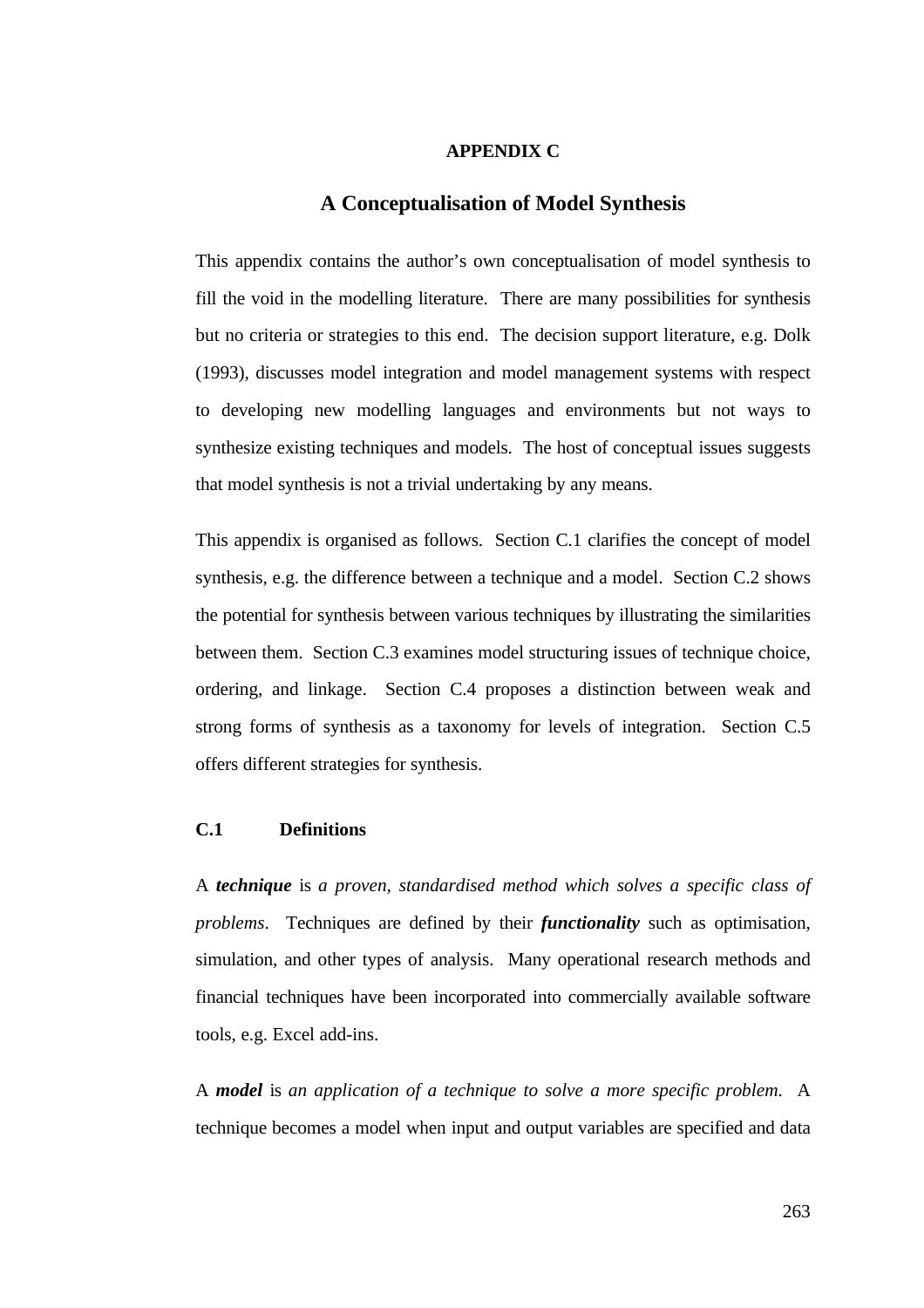# APPENDIX C

## A Conceptualisation of Model Synthesis

This appendix contains the author's own conceptualisation of model synthesis to fill the void in the modelling literature. There are many possibilities for synthesis but no criteria or strategies to this end. The decision support literature, e.g. Dolk (1993), discusses model integration and model management systems with respect to developing new modelling languages and environments but not ways to synthesize existing techniques and models. The host of conceptual issues suggests that model synthesis is not a trivial undertaking by any means.

This appendix is organised as follows. Section C.1 clarifies the concept of model synthesis, e.g. the difference between a technique and a model. Section C.2 shows the potential for synthesis between various techniques by illustrating the similarities between them. Section C.3 examines model structuring issues of technique choice, ordering, and linkage. Section C.4 proposes a distinction between weak and strong forms of synthesis as a taxonomy for levels of integration. Section C.5 offers different strategies for synthesis.

### C.1 Definitions

A ***technique*** is *a proven, standardised method which solves a specific class of problems*. Techniques are defined by their ***functionality*** such as optimisation, simulation, and other types of analysis. Many operational research methods and financial techniques have been incorporated into commercially available software tools, e.g. Excel add-ins.

A ***model*** is *an application of a technique to solve a more specific problem*. A technique becomes a model when input and output variables are specified and data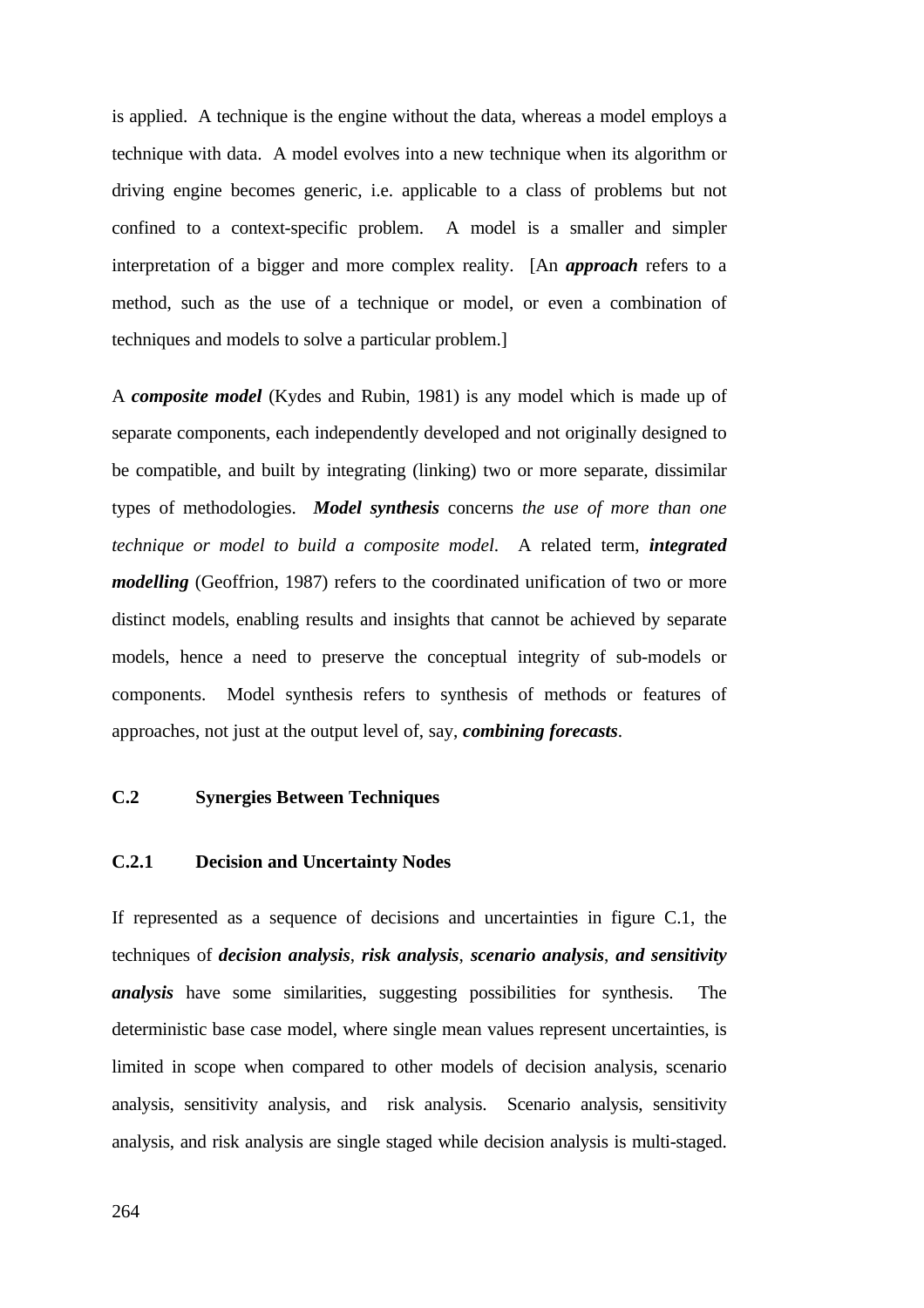is applied. A technique is the engine without the data, whereas a model employs a technique with data. A model evolves into a new technique when its algorithm or driving engine becomes generic, i.e. applicable to a class of problems but not confined to a context-specific problem. A model is a smaller and simpler interpretation of a bigger and more complex reality. [An ***approach*** refers to a method, such as the use of a technique or model, or even a combination of techniques and models to solve a particular problem.]

A ***composite model*** (Kydes and Rubin, 1981) is any model which is made up of separate components, each independently developed and not originally designed to be compatible, and built by integrating (linking) two or more separate, dissimilar types of methodologies. ***Model synthesis*** concerns *the use of more than one technique or model to build a composite model*. A related term, ***integrated modelling*** (Geoffrion, 1987) refers to the coordinated unification of two or more distinct models, enabling results and insights that cannot be achieved by separate models, hence a need to preserve the conceptual integrity of sub-models or components. Model synthesis refers to synthesis of methods or features of approaches, not just at the output level of, say, ***combining forecasts***.

## C.2 Synergies Between Techniques

### C.2.1 Decision and Uncertainty Nodes

If represented as a sequence of decisions and uncertainties in figure C.1, the techniques of ***decision analysis***, ***risk analysis***, ***scenario analysis***, ***and sensitivity analysis*** have some similarities, suggesting possibilities for synthesis. The deterministic base case model, where single mean values represent uncertainties, is limited in scope when compared to other models of decision analysis, scenario analysis, sensitivity analysis, and risk analysis. Scenario analysis, sensitivity analysis, and risk analysis are single staged while decision analysis is multi-staged.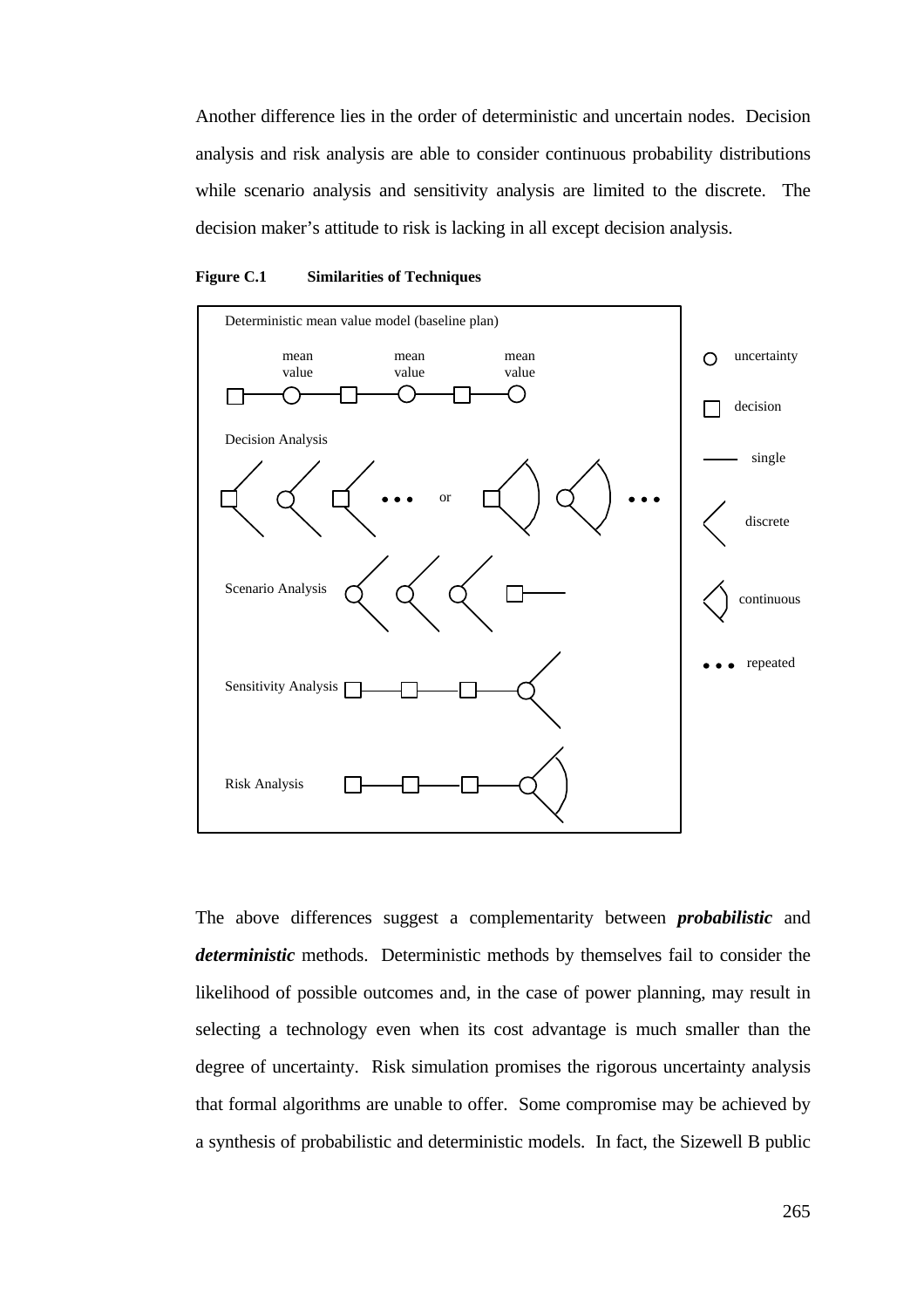Another difference lies in the order of deterministic and uncertain nodes. Decision analysis and risk analysis are able to consider continuous probability distributions while scenario analysis and sensitivity analysis are limited to the discrete. The decision maker's attitude to risk is lacking in all except decision analysis.

**Figure C.1 Similarities of Techniques**

Deterministic mean value model (baseline plan)

mean value    mean value    mean value

Decision Analysis

or

Scenario Analysis

Sensitivity Analysis

Risk Analysis

uncertainty

decision

single

discrete

continuous

repeated

The above differences suggest a complementarity between ***probabilistic*** and ***deterministic*** methods. Deterministic methods by themselves fail to consider the likelihood of possible outcomes and, in the case of power planning, may result in selecting a technology even when its cost advantage is much smaller than the degree of uncertainty. Risk simulation promises the rigorous uncertainty analysis that formal algorithms are unable to offer. Some compromise may be achieved by a synthesis of probabilistic and deterministic models. In fact, the Sizewell B public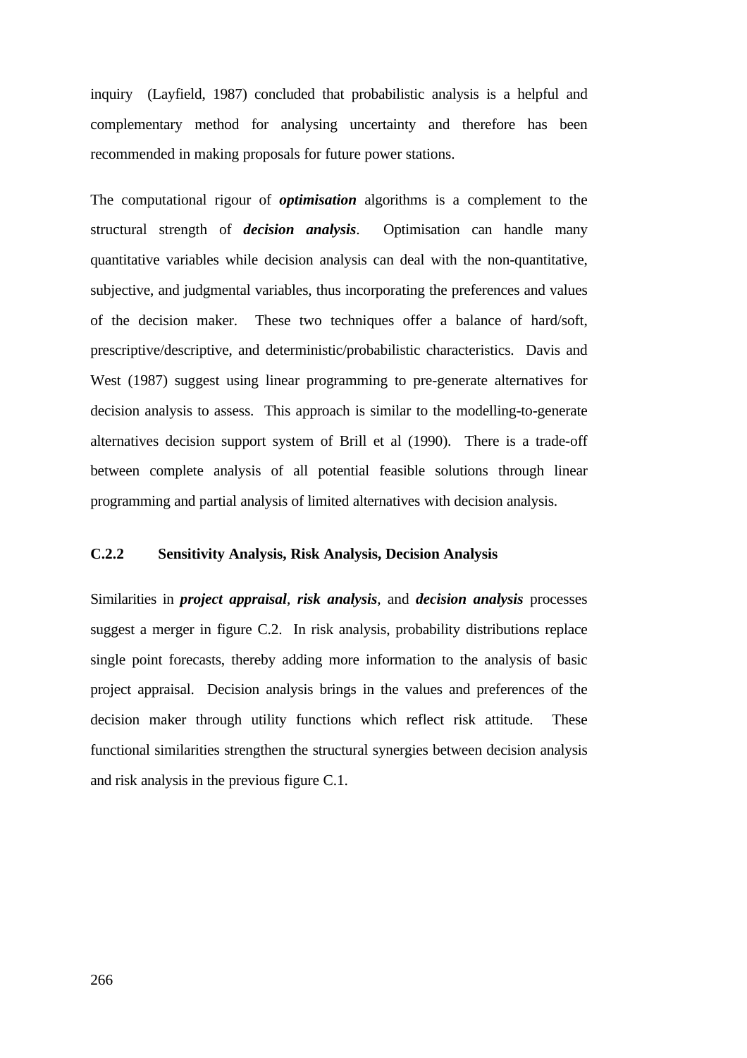inquiry (Layfield, 1987) concluded that probabilistic analysis is a helpful and complementary method for analysing uncertainty and therefore has been recommended in making proposals for future power stations.

The computational rigour of ***optimisation*** algorithms is a complement to the structural strength of ***decision analysis***. Optimisation can handle many quantitative variables while decision analysis can deal with the non-quantitative, subjective, and judgmental variables, thus incorporating the preferences and values of the decision maker. These two techniques offer a balance of hard/soft, prescriptive/descriptive, and deterministic/probabilistic characteristics. Davis and West (1987) suggest using linear programming to pre-generate alternatives for decision analysis to assess. This approach is similar to the modelling-to-generate alternatives decision support system of Brill et al (1990). There is a trade-off between complete analysis of all potential feasible solutions through linear programming and partial analysis of limited alternatives with decision analysis.

### C.2.2 Sensitivity Analysis, Risk Analysis, Decision Analysis

Similarities in ***project appraisal***, ***risk analysis***, and ***decision analysis*** processes suggest a merger in figure C.2. In risk analysis, probability distributions replace single point forecasts, thereby adding more information to the analysis of basic project appraisal. Decision analysis brings in the values and preferences of the decision maker through utility functions which reflect risk attitude. These functional similarities strengthen the structural synergies between decision analysis and risk analysis in the previous figure C.1.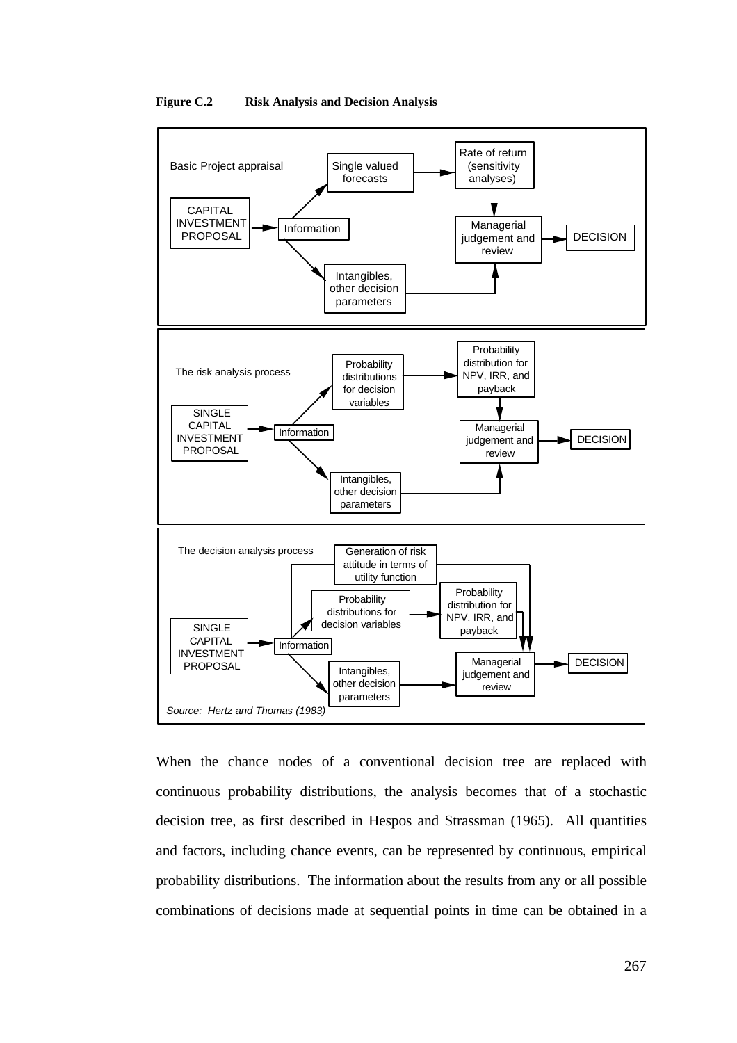**Figure C.2 Risk Analysis and Decision Analysis**

Basic Project appraisal

CAPITAL INVESTMENT PROPOSAL → Information → Single valued forecasts → Rate of return (sensitivity analyses) → Managerial judgement and review → DECISION

Information → Intangibles, other decision parameters → Managerial judgement and review

The risk analysis process

SINGLE CAPITAL INVESTMENT PROPOSAL → Information → Probability distributions for decision variables → Probability distribution for NPV, IRR, and payback → Managerial judgement and review → DECISION

Information → Intangibles, other decision parameters → Managerial judgement and review

The decision analysis process

SINGLE CAPITAL INVESTMENT PROPOSAL → Information → Generation of risk attitude in terms of utility function → Managerial judgement and review

Information → Probability distributions for decision variables → Probability distribution for NPV, IRR, and payback → Managerial judgement and review → DECISION

Information → Intangibles, other decision parameters → Managerial judgement and review

*Source: Hertz and Thomas (1983)*

When the chance nodes of a conventional decision tree are replaced with continuous probability distributions, the analysis becomes that of a stochastic decision tree, as first described in Hespos and Strassman (1965). All quantities and factors, including chance events, can be represented by continuous, empirical probability distributions. The information about the results from any or all possible combinations of decisions made at sequential points in time can be obtained in a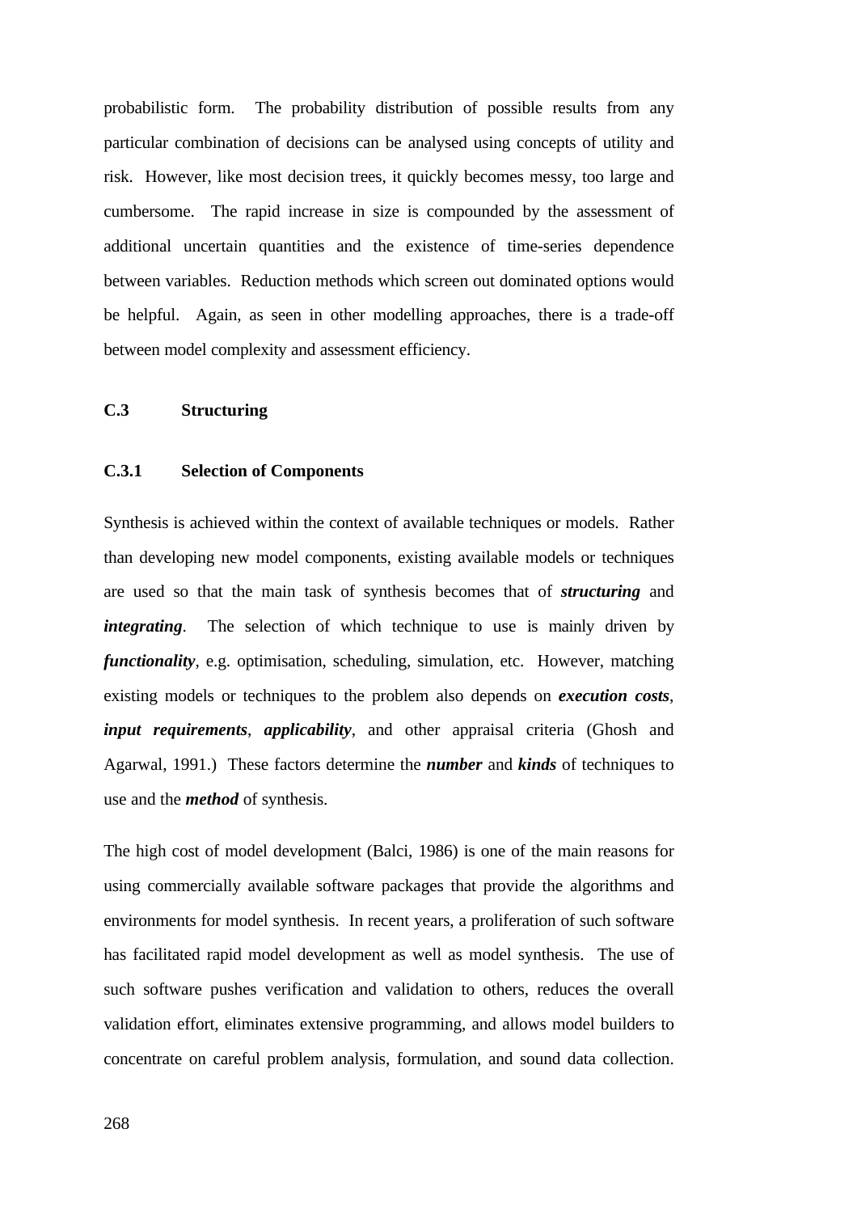probabilistic form. The probability distribution of possible results from any particular combination of decisions can be analysed using concepts of utility and risk. However, like most decision trees, it quickly becomes messy, too large and cumbersome. The rapid increase in size is compounded by the assessment of additional uncertain quantities and the existence of time-series dependence between variables. Reduction methods which screen out dominated options would be helpful. Again, as seen in other modelling approaches, there is a trade-off between model complexity and assessment efficiency.

## C.3 Structuring

### C.3.1 Selection of Components

Synthesis is achieved within the context of available techniques or models. Rather than developing new model components, existing available models or techniques are used so that the main task of synthesis becomes that of ***structuring*** and ***integrating***. The selection of which technique to use is mainly driven by ***functionality***, e.g. optimisation, scheduling, simulation, etc. However, matching existing models or techniques to the problem also depends on ***execution costs***, ***input requirements***, ***applicability***, and other appraisal criteria (Ghosh and Agarwal, 1991.) These factors determine the ***number*** and ***kinds*** of techniques to use and the ***method*** of synthesis.

The high cost of model development (Balci, 1986) is one of the main reasons for using commercially available software packages that provide the algorithms and environments for model synthesis. In recent years, a proliferation of such software has facilitated rapid model development as well as model synthesis. The use of such software pushes verification and validation to others, reduces the overall validation effort, eliminates extensive programming, and allows model builders to concentrate on careful problem analysis, formulation, and sound data collection.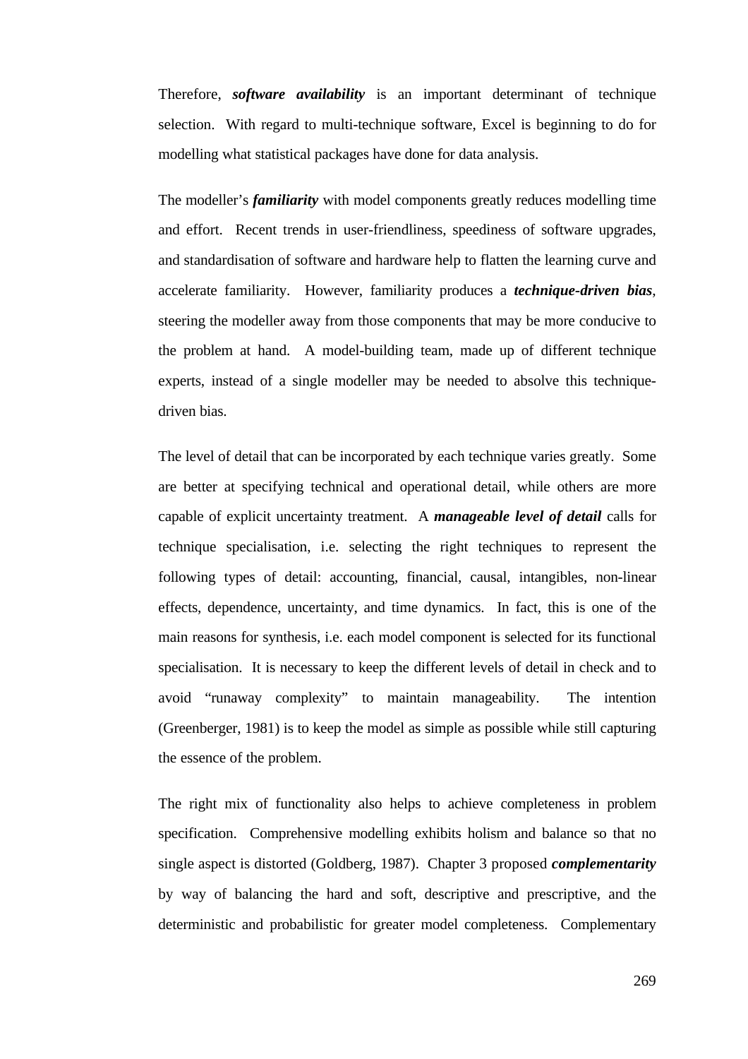Therefore, ***software availability*** is an important determinant of technique selection. With regard to multi-technique software, Excel is beginning to do for modelling what statistical packages have done for data analysis.

The modeller's ***familiarity*** with model components greatly reduces modelling time and effort. Recent trends in user-friendliness, speediness of software upgrades, and standardisation of software and hardware help to flatten the learning curve and accelerate familiarity. However, familiarity produces a ***technique-driven bias***, steering the modeller away from those components that may be more conducive to the problem at hand. A model-building team, made up of different technique experts, instead of a single modeller may be needed to absolve this technique-driven bias.

The level of detail that can be incorporated by each technique varies greatly. Some are better at specifying technical and operational detail, while others are more capable of explicit uncertainty treatment. A ***manageable level of detail*** calls for technique specialisation, i.e. selecting the right techniques to represent the following types of detail: accounting, financial, causal, intangibles, non-linear effects, dependence, uncertainty, and time dynamics. In fact, this is one of the main reasons for synthesis, i.e. each model component is selected for its functional specialisation. It is necessary to keep the different levels of detail in check and to avoid "runaway complexity" to maintain manageability. The intention (Greenberger, 1981) is to keep the model as simple as possible while still capturing the essence of the problem.

The right mix of functionality also helps to achieve completeness in problem specification. Comprehensive modelling exhibits holism and balance so that no single aspect is distorted (Goldberg, 1987). Chapter 3 proposed ***complementarity*** by way of balancing the hard and soft, descriptive and prescriptive, and the deterministic and probabilistic for greater model completeness. Complementary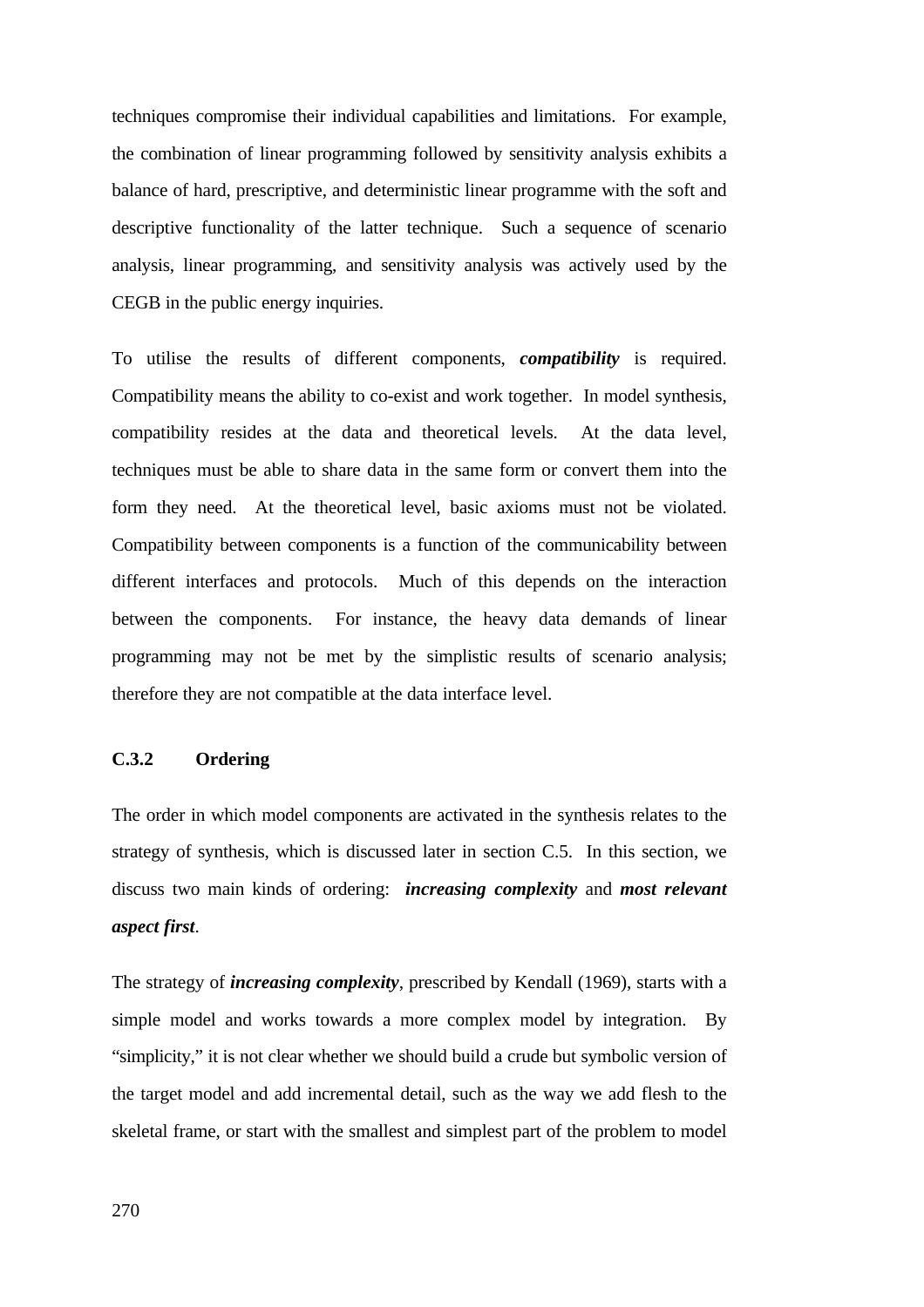techniques compromise their individual capabilities and limitations. For example, the combination of linear programming followed by sensitivity analysis exhibits a balance of hard, prescriptive, and deterministic linear programme with the soft and descriptive functionality of the latter technique. Such a sequence of scenario analysis, linear programming, and sensitivity analysis was actively used by the CEGB in the public energy inquiries.

To utilise the results of different components, ***compatibility*** is required. Compatibility means the ability to co-exist and work together. In model synthesis, compatibility resides at the data and theoretical levels. At the data level, techniques must be able to share data in the same form or convert them into the form they need. At the theoretical level, basic axioms must not be violated. Compatibility between components is a function of the communicability between different interfaces and protocols. Much of this depends on the interaction between the components. For instance, the heavy data demands of linear programming may not be met by the simplistic results of scenario analysis; therefore they are not compatible at the data interface level.

### C.3.2 Ordering

The order in which model components are activated in the synthesis relates to the strategy of synthesis, which is discussed later in section C.5. In this section, we discuss two main kinds of ordering: ***increasing complexity*** and ***most relevant aspect first***.

The strategy of ***increasing complexity***, prescribed by Kendall (1969), starts with a simple model and works towards a more complex model by integration. By "simplicity," it is not clear whether we should build a crude but symbolic version of the target model and add incremental detail, such as the way we add flesh to the skeletal frame, or start with the smallest and simplest part of the problem to model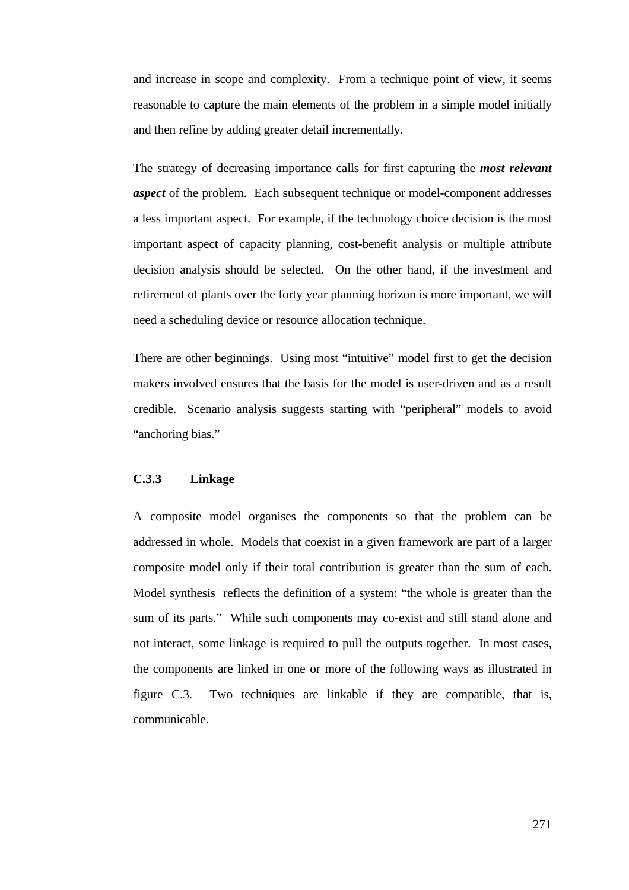and increase in scope and complexity. From a technique point of view, it seems reasonable to capture the main elements of the problem in a simple model initially and then refine by adding greater detail incrementally.

The strategy of decreasing importance calls for first capturing the ***most relevant aspect*** of the problem. Each subsequent technique or model-component addresses a less important aspect. For example, if the technology choice decision is the most important aspect of capacity planning, cost-benefit analysis or multiple attribute decision analysis should be selected. On the other hand, if the investment and retirement of plants over the forty year planning horizon is more important, we will need a scheduling device or resource allocation technique.

There are other beginnings. Using most "intuitive" model first to get the decision makers involved ensures that the basis for the model is user-driven and as a result credible. Scenario analysis suggests starting with "peripheral" models to avoid "anchoring bias."

### C.3.3 Linkage

A composite model organises the components so that the problem can be addressed in whole. Models that coexist in a given framework are part of a larger composite model only if their total contribution is greater than the sum of each. Model synthesis reflects the definition of a system: "the whole is greater than the sum of its parts." While such components may co-exist and still stand alone and not interact, some linkage is required to pull the outputs together. In most cases, the components are linked in one or more of the following ways as illustrated in figure C.3. Two techniques are linkable if they are compatible, that is, communicable.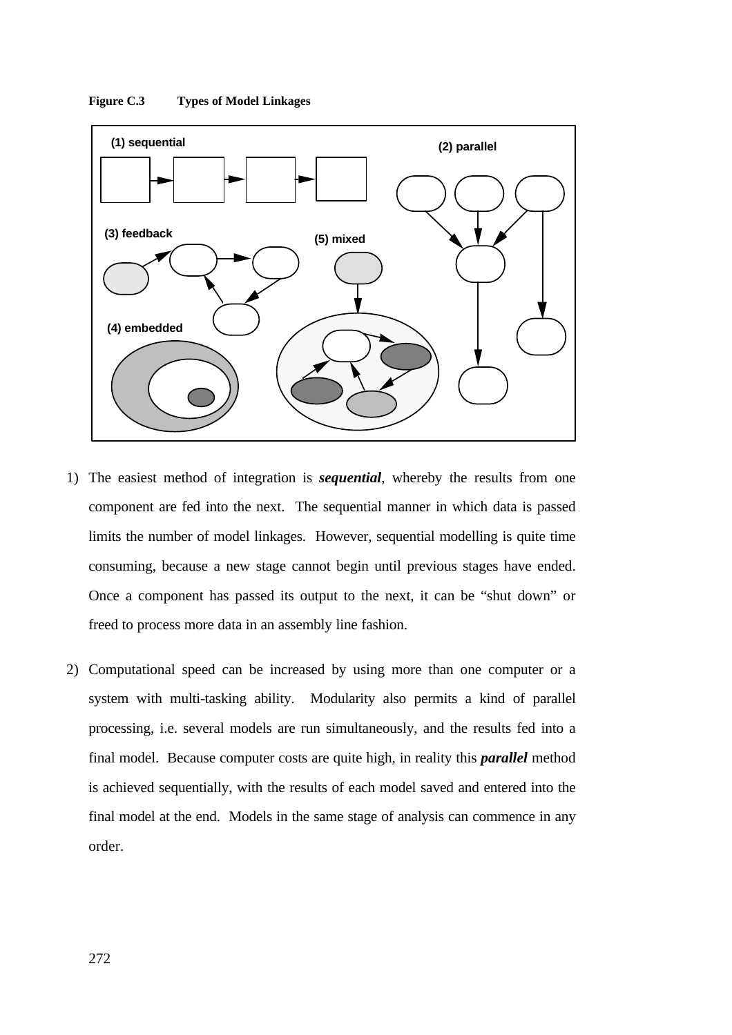**Figure C.3 Types of Model Linkages**

1) The easiest method of integration is ***sequential***, whereby the results from one component are fed into the next. The sequential manner in which data is passed limits the number of model linkages. However, sequential modelling is quite time consuming, because a new stage cannot begin until previous stages have ended. Once a component has passed its output to the next, it can be "shut down" or freed to process more data in an assembly line fashion.

2) Computational speed can be increased by using more than one computer or a system with multi-tasking ability. Modularity also permits a kind of parallel processing, i.e. several models are run simultaneously, and the results fed into a final model. Because computer costs are quite high, in reality this ***parallel*** method is achieved sequentially, with the results of each model saved and entered into the final model at the end. Models in the same stage of analysis can commence in any order.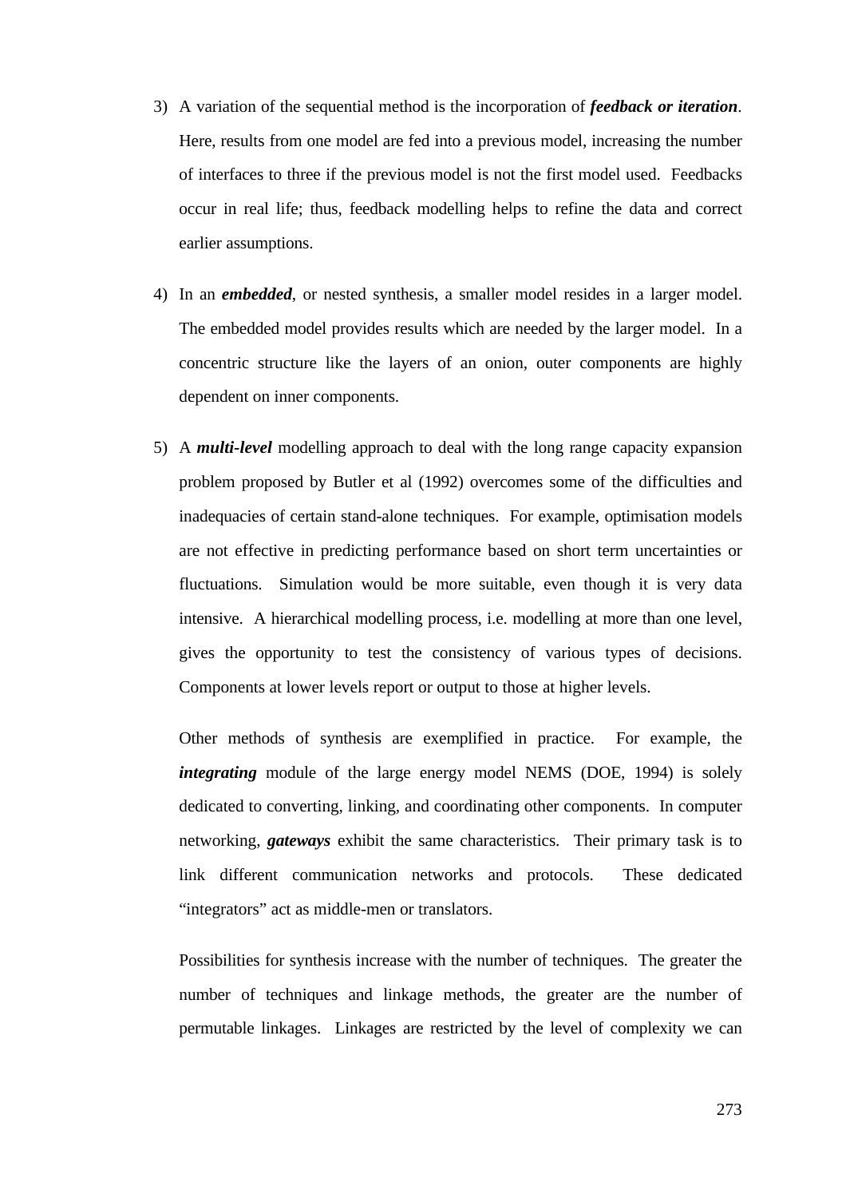3) A variation of the sequential method is the incorporation of ***feedback or iteration***. Here, results from one model are fed into a previous model, increasing the number of interfaces to three if the previous model is not the first model used. Feedbacks occur in real life; thus, feedback modelling helps to refine the data and correct earlier assumptions.

4) In an ***embedded***, or nested synthesis, a smaller model resides in a larger model. The embedded model provides results which are needed by the larger model. In a concentric structure like the layers of an onion, outer components are highly dependent on inner components.

5) A ***multi-level*** modelling approach to deal with the long range capacity expansion problem proposed by Butler et al (1992) overcomes some of the difficulties and inadequacies of certain stand-alone techniques. For example, optimisation models are not effective in predicting performance based on short term uncertainties or fluctuations. Simulation would be more suitable, even though it is very data intensive. A hierarchical modelling process, i.e. modelling at more than one level, gives the opportunity to test the consistency of various types of decisions. Components at lower levels report or output to those at higher levels.

   Other methods of synthesis are exemplified in practice. For example, the ***integrating*** module of the large energy model NEMS (DOE, 1994) is solely dedicated to converting, linking, and coordinating other components. In computer networking, ***gateways*** exhibit the same characteristics. Their primary task is to link different communication networks and protocols. These dedicated "integrators" act as middle-men or translators.

   Possibilities for synthesis increase with the number of techniques. The greater the number of techniques and linkage methods, the greater are the number of permutable linkages. Linkages are restricted by the level of complexity we can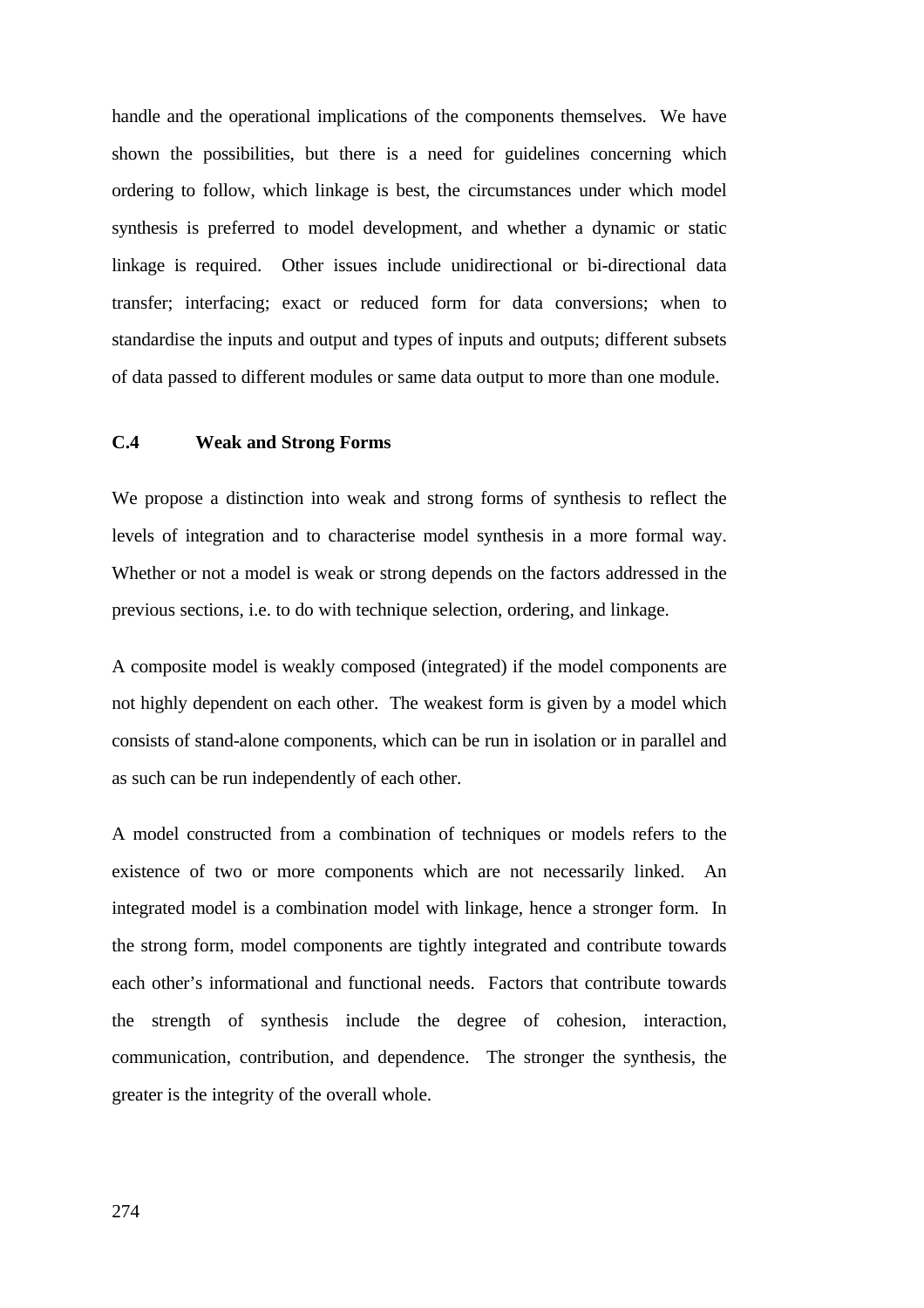handle and the operational implications of the components themselves. We have shown the possibilities, but there is a need for guidelines concerning which ordering to follow, which linkage is best, the circumstances under which model synthesis is preferred to model development, and whether a dynamic or static linkage is required. Other issues include unidirectional or bi-directional data transfer; interfacing; exact or reduced form for data conversions; when to standardise the inputs and output and types of inputs and outputs; different subsets of data passed to different modules or same data output to more than one module.

### C.4 Weak and Strong Forms

We propose a distinction into weak and strong forms of synthesis to reflect the levels of integration and to characterise model synthesis in a more formal way. Whether or not a model is weak or strong depends on the factors addressed in the previous sections, i.e. to do with technique selection, ordering, and linkage.

A composite model is weakly composed (integrated) if the model components are not highly dependent on each other. The weakest form is given by a model which consists of stand-alone components, which can be run in isolation or in parallel and as such can be run independently of each other.

A model constructed from a combination of techniques or models refers to the existence of two or more components which are not necessarily linked. An integrated model is a combination model with linkage, hence a stronger form. In the strong form, model components are tightly integrated and contribute towards each other's informational and functional needs. Factors that contribute towards the strength of synthesis include the degree of cohesion, interaction, communication, contribution, and dependence. The stronger the synthesis, the greater is the integrity of the overall whole.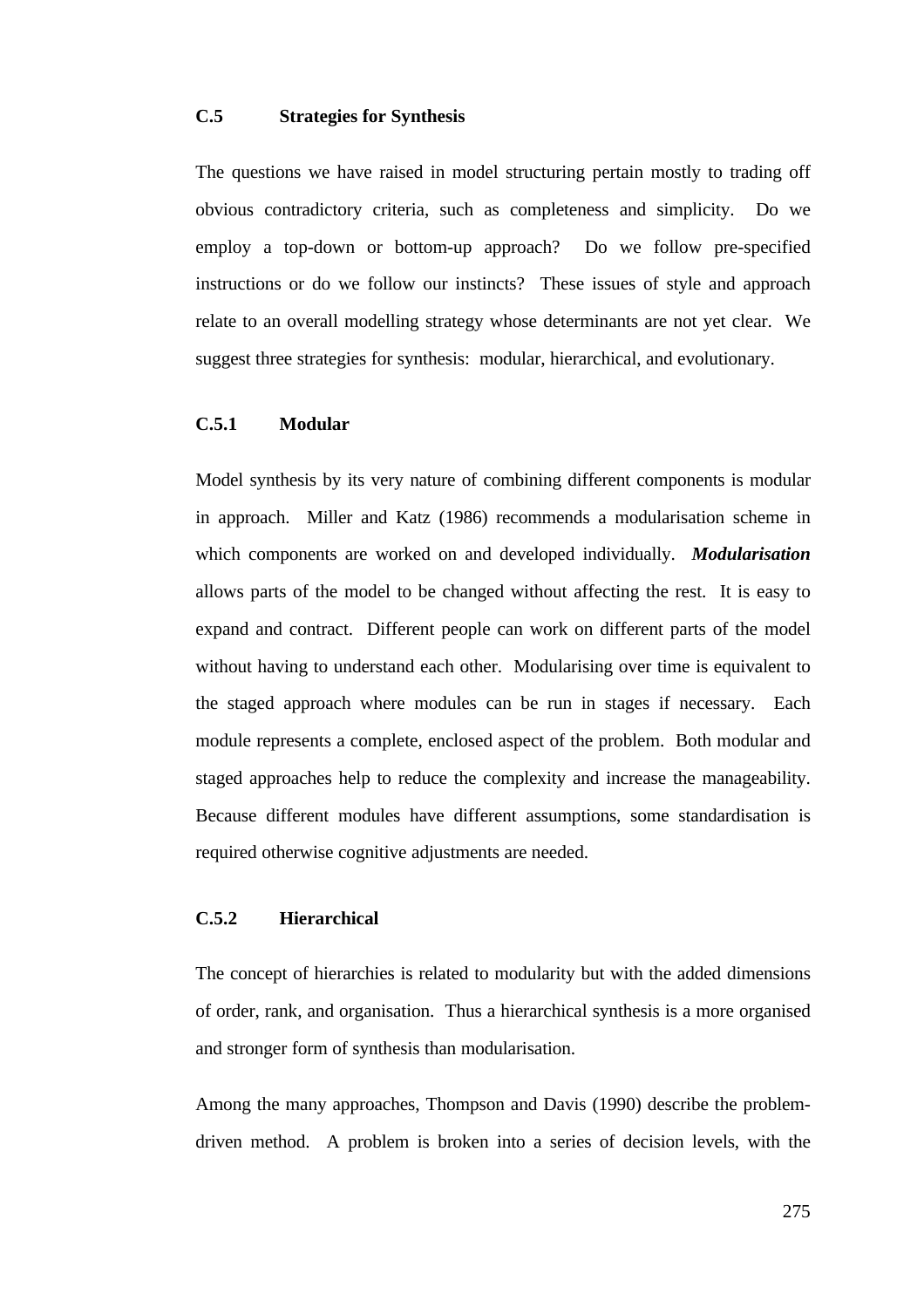## C.5 Strategies for Synthesis

The questions we have raised in model structuring pertain mostly to trading off obvious contradictory criteria, such as completeness and simplicity. Do we employ a top-down or bottom-up approach? Do we follow pre-specified instructions or do we follow our instincts? These issues of style and approach relate to an overall modelling strategy whose determinants are not yet clear. We suggest three strategies for synthesis: modular, hierarchical, and evolutionary.

### C.5.1 Modular

Model synthesis by its very nature of combining different components is modular in approach. Miller and Katz (1986) recommends a modularisation scheme in which components are worked on and developed individually. ***Modularisation*** allows parts of the model to be changed without affecting the rest. It is easy to expand and contract. Different people can work on different parts of the model without having to understand each other. Modularising over time is equivalent to the staged approach where modules can be run in stages if necessary. Each module represents a complete, enclosed aspect of the problem. Both modular and staged approaches help to reduce the complexity and increase the manageability. Because different modules have different assumptions, some standardisation is required otherwise cognitive adjustments are needed.

### C.5.2 Hierarchical

The concept of hierarchies is related to modularity but with the added dimensions of order, rank, and organisation. Thus a hierarchical synthesis is a more organised and stronger form of synthesis than modularisation.

Among the many approaches, Thompson and Davis (1990) describe the problem-driven method. A problem is broken into a series of decision levels, with the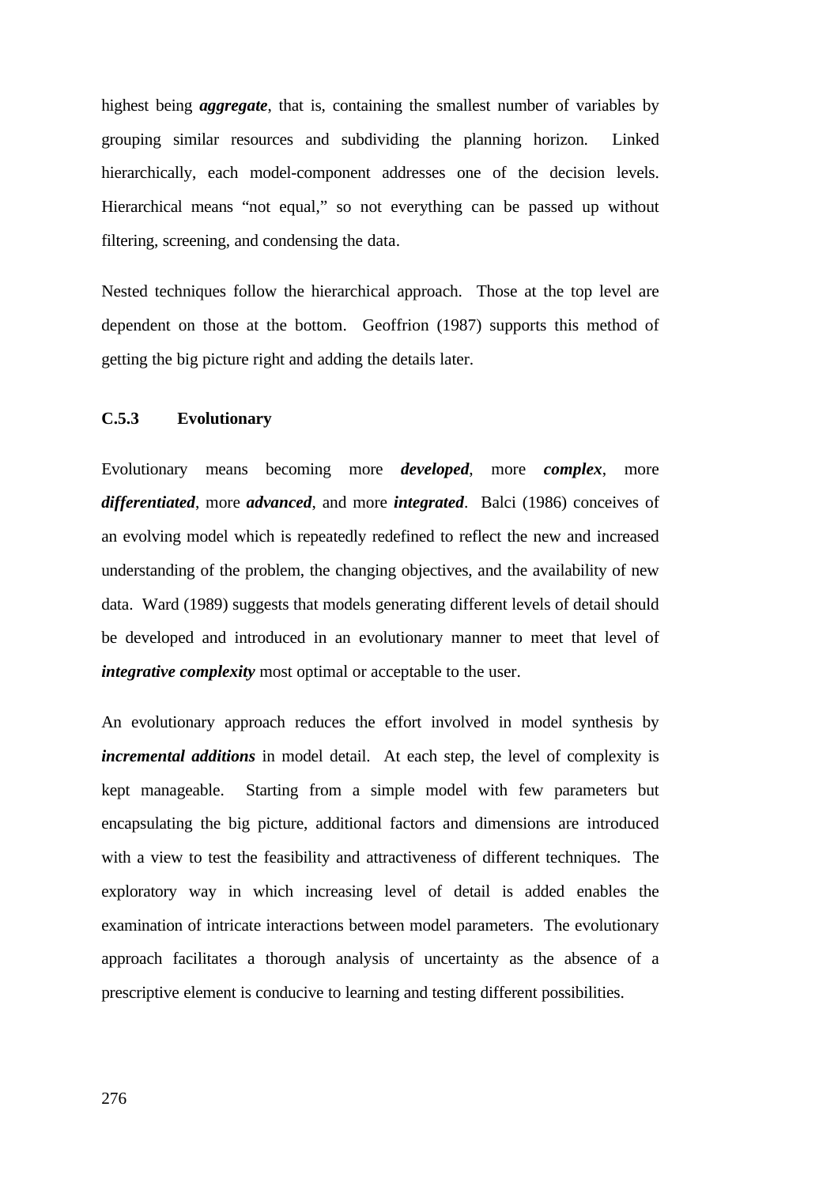highest being ***aggregate***, that is, containing the smallest number of variables by grouping similar resources and subdividing the planning horizon. Linked hierarchically, each model-component addresses one of the decision levels. Hierarchical means "not equal," so not everything can be passed up without filtering, screening, and condensing the data.

Nested techniques follow the hierarchical approach. Those at the top level are dependent on those at the bottom. Geoffrion (1987) supports this method of getting the big picture right and adding the details later.

### C.5.3 Evolutionary

Evolutionary means becoming more ***developed***, more ***complex***, more ***differentiated***, more ***advanced***, and more ***integrated***. Balci (1986) conceives of an evolving model which is repeatedly redefined to reflect the new and increased understanding of the problem, the changing objectives, and the availability of new data. Ward (1989) suggests that models generating different levels of detail should be developed and introduced in an evolutionary manner to meet that level of ***integrative complexity*** most optimal or acceptable to the user.

An evolutionary approach reduces the effort involved in model synthesis by ***incremental additions*** in model detail. At each step, the level of complexity is kept manageable. Starting from a simple model with few parameters but encapsulating the big picture, additional factors and dimensions are introduced with a view to test the feasibility and attractiveness of different techniques. The exploratory way in which increasing level of detail is added enables the examination of intricate interactions between model parameters. The evolutionary approach facilitates a thorough analysis of uncertainty as the absence of a prescriptive element is conducive to learning and testing different possibilities.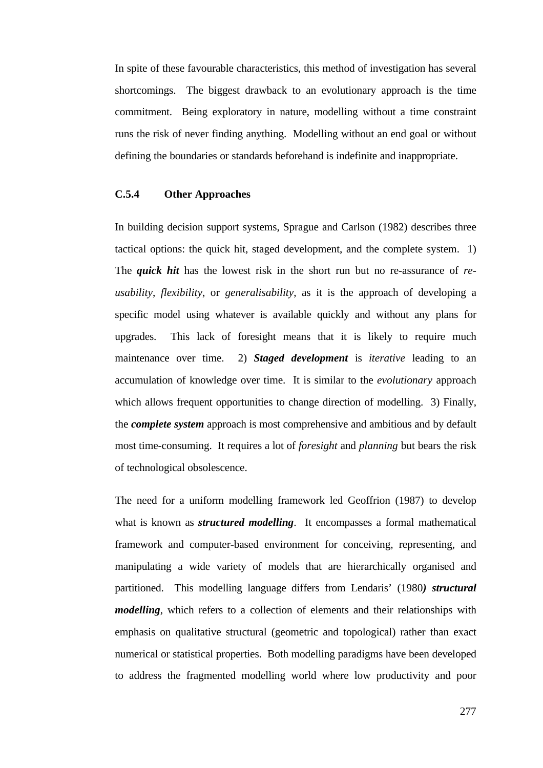In spite of these favourable characteristics, this method of investigation has several shortcomings. The biggest drawback to an evolutionary approach is the time commitment. Being exploratory in nature, modelling without a time constraint runs the risk of never finding anything. Modelling without an end goal or without defining the boundaries or standards beforehand is indefinite and inappropriate.

### C.5.4 Other Approaches

In building decision support systems, Sprague and Carlson (1982) describes three tactical options: the quick hit, staged development, and the complete system. 1) The ***quick hit*** has the lowest risk in the short run but no re-assurance of *re-usability*, *flexibility*, or *generalisability*, as it is the approach of developing a specific model using whatever is available quickly and without any plans for upgrades. This lack of foresight means that it is likely to require much maintenance over time. 2) ***Staged development*** is *iterative* leading to an accumulation of knowledge over time. It is similar to the *evolutionary* approach which allows frequent opportunities to change direction of modelling. 3) Finally, the ***complete system*** approach is most comprehensive and ambitious and by default most time-consuming. It requires a lot of *foresight* and *planning* but bears the risk of technological obsolescence.

The need for a uniform modelling framework led Geoffrion (1987) to develop what is known as ***structured modelling***. It encompasses a formal mathematical framework and computer-based environment for conceiving, representing, and manipulating a wide variety of models that are hierarchically organised and partitioned. This modelling language differs from Lendaris' (1980***) structural modelling***, which refers to a collection of elements and their relationships with emphasis on qualitative structural (geometric and topological) rather than exact numerical or statistical properties. Both modelling paradigms have been developed to address the fragmented modelling world where low productivity and poor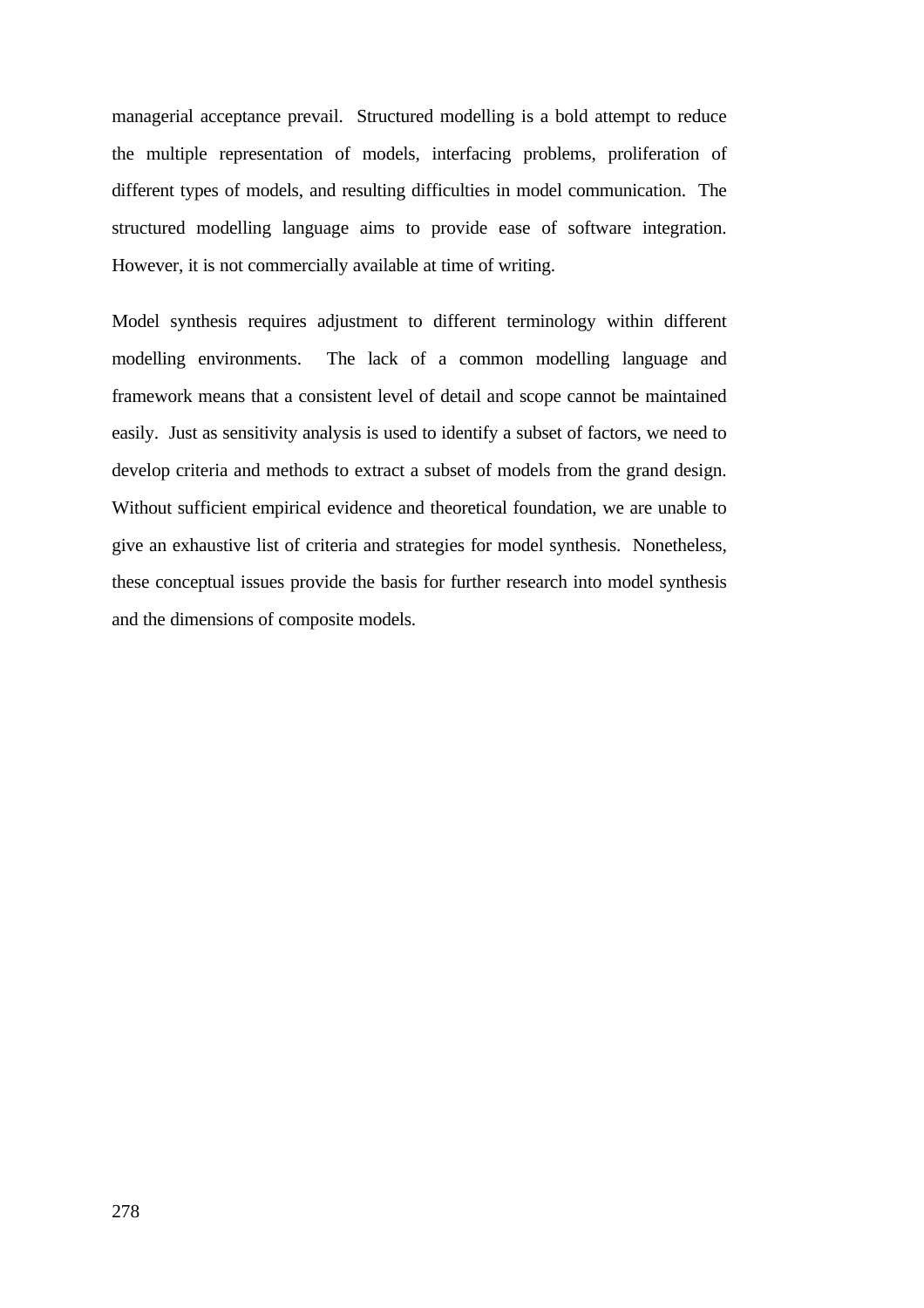managerial acceptance prevail. Structured modelling is a bold attempt to reduce the multiple representation of models, interfacing problems, proliferation of different types of models, and resulting difficulties in model communication. The structured modelling language aims to provide ease of software integration. However, it is not commercially available at time of writing.

Model synthesis requires adjustment to different terminology within different modelling environments. The lack of a common modelling language and framework means that a consistent level of detail and scope cannot be maintained easily. Just as sensitivity analysis is used to identify a subset of factors, we need to develop criteria and methods to extract a subset of models from the grand design. Without sufficient empirical evidence and theoretical foundation, we are unable to give an exhaustive list of criteria and strategies for model synthesis. Nonetheless, these conceptual issues provide the basis for further research into model synthesis and the dimensions of composite models.